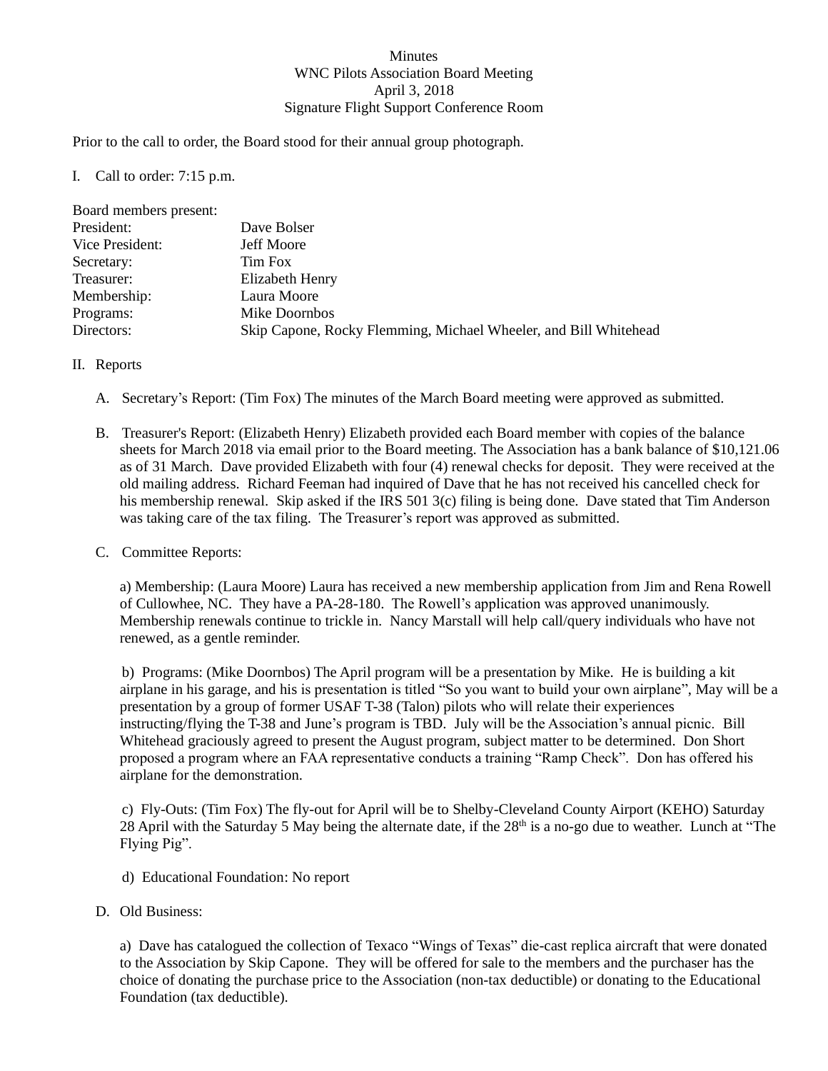Minutes
WNC Pilots Association Board Meeting
April 3, 2018
Signature Flight Support Conference Room

Prior to the call to order, the Board stood for their annual group photograph.

I. Call to order: 7:15 p.m.

Board members present:

| | |
|---|---|
| President: | Dave Bolser |
| Vice President: | Jeff Moore |
| Secretary: | Tim Fox |
| Treasurer: | Elizabeth Henry |
| Membership: | Laura Moore |
| Programs: | Mike Doornbos |
| Directors: | Skip Capone, Rocky Flemming, Michael Wheeler, and Bill Whitehead |

II. Reports

A. Secretary's Report: (Tim Fox) The minutes of the March Board meeting were approved as submitted.

B. Treasurer's Report: (Elizabeth Henry) Elizabeth provided each Board member with copies of the balance sheets for March 2018 via email prior to the Board meeting. The Association has a bank balance of $10,121.06 as of 31 March. Dave provided Elizabeth with four (4) renewal checks for deposit. They were received at the old mailing address. Richard Feeman had inquired of Dave that he has not received his cancelled check for his membership renewal. Skip asked if the IRS 501 3(c) filing is being done. Dave stated that Tim Anderson was taking care of the tax filing. The Treasurer's report was approved as submitted.

C. Committee Reports:

a) Membership: (Laura Moore) Laura has received a new membership application from Jim and Rena Rowell of Cullowhee, NC. They have a PA-28-180. The Rowell's application was approved unanimously. Membership renewals continue to trickle in. Nancy Marstall will help call/query individuals who have not renewed, as a gentle reminder.

b) Programs: (Mike Doornbos) The April program will be a presentation by Mike. He is building a kit airplane in his garage, and his is presentation is titled "So you want to build your own airplane", May will be a presentation by a group of former USAF T-38 (Talon) pilots who will relate their experiences instructing/flying the T-38 and June's program is TBD. July will be the Association's annual picnic. Bill Whitehead graciously agreed to present the August program, subject matter to be determined. Don Short proposed a program where an FAA representative conducts a training "Ramp Check". Don has offered his airplane for the demonstration.

c) Fly-Outs: (Tim Fox) The fly-out for April will be to Shelby-Cleveland County Airport (KEHO) Saturday 28 April with the Saturday 5 May being the alternate date, if the 28th is a no-go due to weather. Lunch at "The Flying Pig".

d) Educational Foundation: No report

D. Old Business:

a) Dave has catalogued the collection of Texaco "Wings of Texas" die-cast replica aircraft that were donated to the Association by Skip Capone. They will be offered for sale to the members and the purchaser has the choice of donating the purchase price to the Association (non-tax deductible) or donating to the Educational Foundation (tax deductible).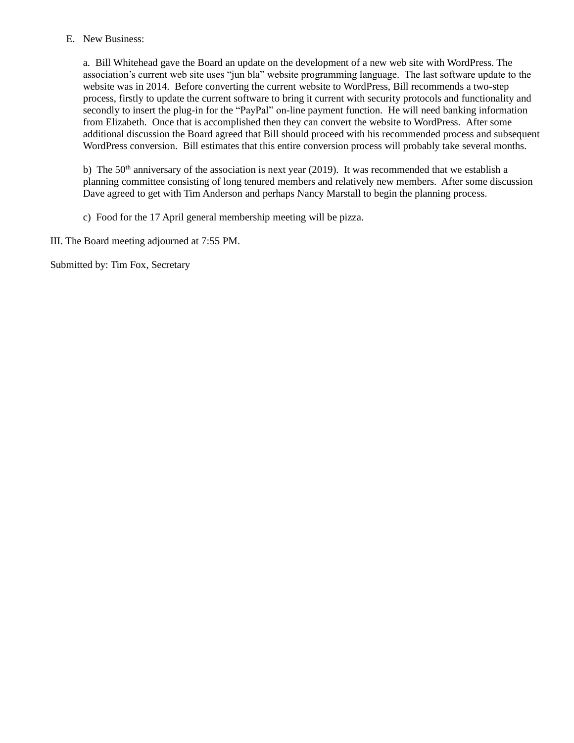E. New Business:

a. Bill Whitehead gave the Board an update on the development of a new web site with WordPress. The association's current web site uses "jun bla" website programming language. The last software update to the website was in 2014. Before converting the current website to WordPress, Bill recommends a two-step process, firstly to update the current software to bring it current with security protocols and functionality and secondly to insert the plug-in for the "PayPal" on-line payment function. He will need banking information from Elizabeth. Once that is accomplished then they can convert the website to WordPress. After some additional discussion the Board agreed that Bill should proceed with his recommended process and subsequent WordPress conversion. Bill estimates that this entire conversion process will probably take several months.

b) The 50th anniversary of the association is next year (2019). It was recommended that we establish a planning committee consisting of long tenured members and relatively new members. After some discussion Dave agreed to get with Tim Anderson and perhaps Nancy Marstall to begin the planning process.

c) Food for the 17 April general membership meeting will be pizza.

III. The Board meeting adjourned at 7:55 PM.

Submitted by: Tim Fox, Secretary